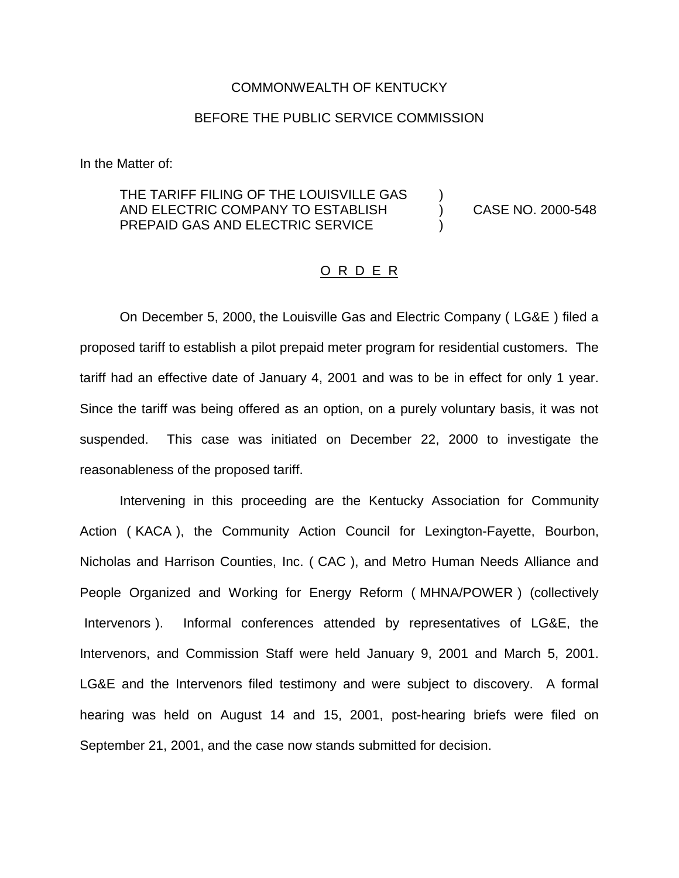COMMONWEALTH OF KENTUCKY

BEFORE THE PUBLIC SERVICE COMMISSION

In the Matter of:

THE TARIFF FILING OF THE LOUISVILLE GAS AND ELECTRIC COMPANY TO ESTABLISH PREPAID GAS AND ELECTRIC SERVICE ) ) ) CASE NO. 2000-548

O R D E R

On December 5, 2000, the Louisville Gas and Electric Company ( LG&E ) filed a proposed tariff to establish a pilot prepaid meter program for residential customers. The tariff had an effective date of January 4, 2001 and was to be in effect for only 1 year. Since the tariff was being offered as an option, on a purely voluntary basis, it was not suspended. This case was initiated on December 22, 2000 to investigate the reasonableness of the proposed tariff.

Intervening in this proceeding are the Kentucky Association for Community Action ( KACA ), the Community Action Council for Lexington-Fayette, Bourbon, Nicholas and Harrison Counties, Inc. ( CAC ), and Metro Human Needs Alliance and People Organized and Working for Energy Reform ( MHNA/POWER ) (collectively Intervenors ). Informal conferences attended by representatives of LG&E, the Intervenors, and Commission Staff were held January 9, 2001 and March 5, 2001. LG&E and the Intervenors filed testimony and were subject to discovery. A formal hearing was held on August 14 and 15, 2001, post-hearing briefs were filed on September 21, 2001, and the case now stands submitted for decision.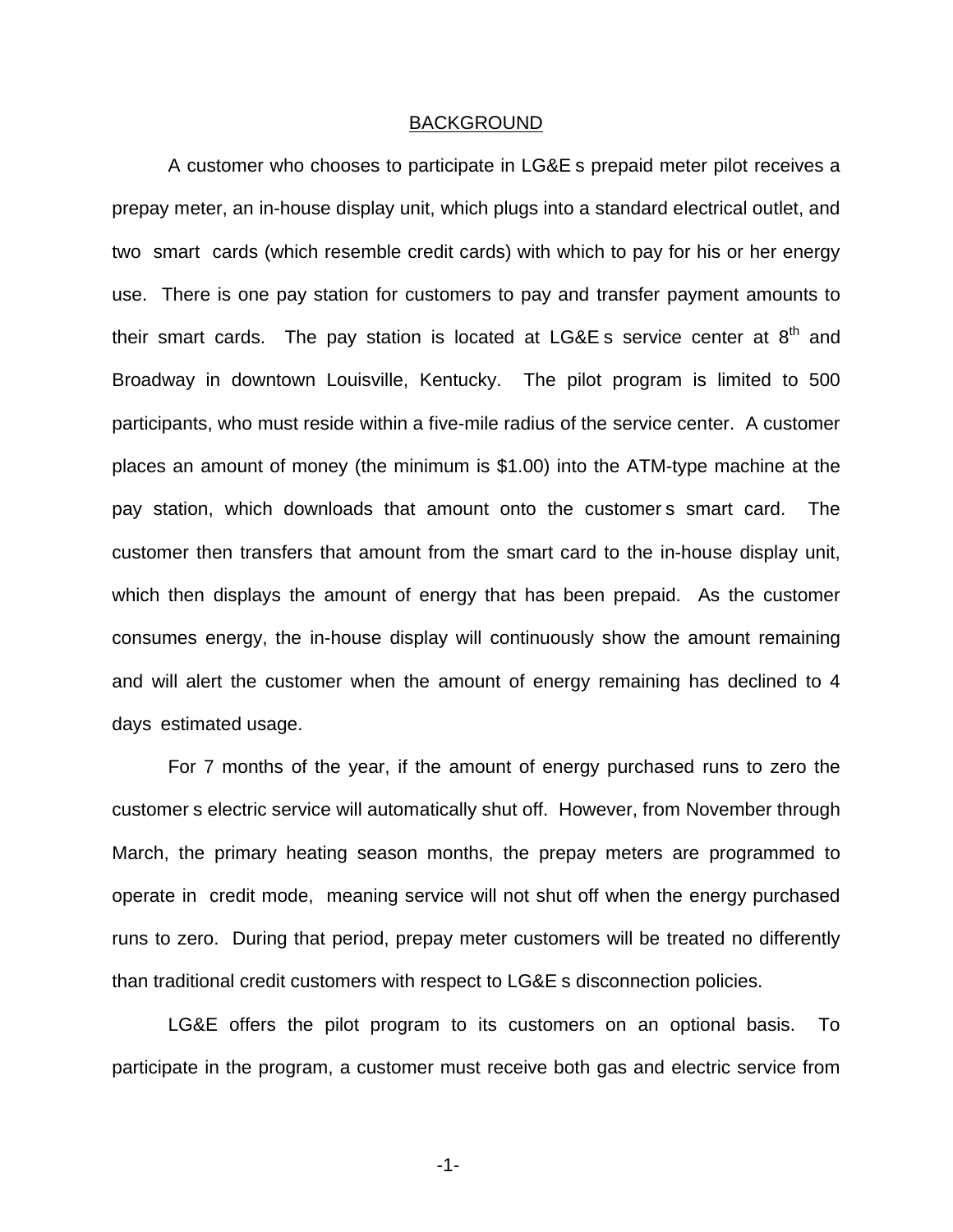## BACKGROUND

A customer who chooses to participate in LG&E s prepaid meter pilot receives a prepay meter, an in-house display unit, which plugs into a standard electrical outlet, and two smart cards (which resemble credit cards) with which to pay for his or her energy use. There is one pay station for customers to pay and transfer payment amounts to their smart cards. The pay station is located at LG&E s service center at 8th and Broadway in downtown Louisville, Kentucky. The pilot program is limited to 500 participants, who must reside within a five-mile radius of the service center. A customer places an amount of money (the minimum is $1.00) into the ATM-type machine at the pay station, which downloads that amount onto the customer s smart card. The customer then transfers that amount from the smart card to the in-house display unit, which then displays the amount of energy that has been prepaid. As the customer consumes energy, the in-house display will continuously show the amount remaining and will alert the customer when the amount of energy remaining has declined to 4 days estimated usage.

For 7 months of the year, if the amount of energy purchased runs to zero the customer s electric service will automatically shut off. However, from November through March, the primary heating season months, the prepay meters are programmed to operate in credit mode, meaning service will not shut off when the energy purchased runs to zero. During that period, prepay meter customers will be treated no differently than traditional credit customers with respect to LG&E s disconnection policies.

LG&E offers the pilot program to its customers on an optional basis. To participate in the program, a customer must receive both gas and electric service from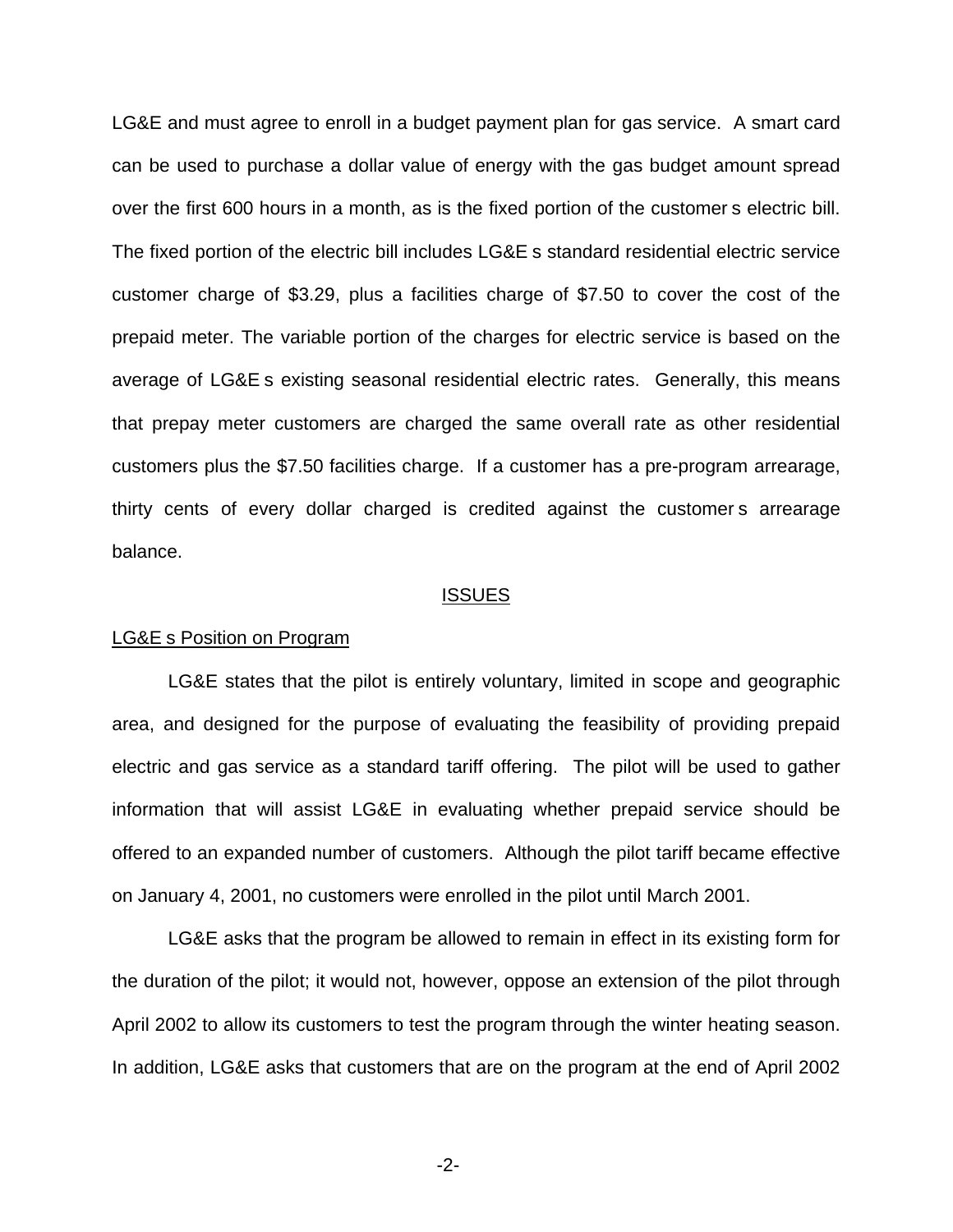LG&E and must agree to enroll in a budget payment plan for gas service. A smart card can be used to purchase a dollar value of energy with the gas budget amount spread over the first 600 hours in a month, as is the fixed portion of the customer s electric bill. The fixed portion of the electric bill includes LG&E s standard residential electric service customer charge of $3.29, plus a facilities charge of $7.50 to cover the cost of the prepaid meter. The variable portion of the charges for electric service is based on the average of LG&E s existing seasonal residential electric rates. Generally, this means that prepay meter customers are charged the same overall rate as other residential customers plus the $7.50 facilities charge. If a customer has a pre-program arrearage, thirty cents of every dollar charged is credited against the customer s arrearage balance.

## ISSUES

### LG&E s Position on Program

LG&E states that the pilot is entirely voluntary, limited in scope and geographic area, and designed for the purpose of evaluating the feasibility of providing prepaid electric and gas service as a standard tariff offering. The pilot will be used to gather information that will assist LG&E in evaluating whether prepaid service should be offered to an expanded number of customers. Although the pilot tariff became effective on January 4, 2001, no customers were enrolled in the pilot until March 2001.

LG&E asks that the program be allowed to remain in effect in its existing form for the duration of the pilot; it would not, however, oppose an extension of the pilot through April 2002 to allow its customers to test the program through the winter heating season. In addition, LG&E asks that customers that are on the program at the end of April 2002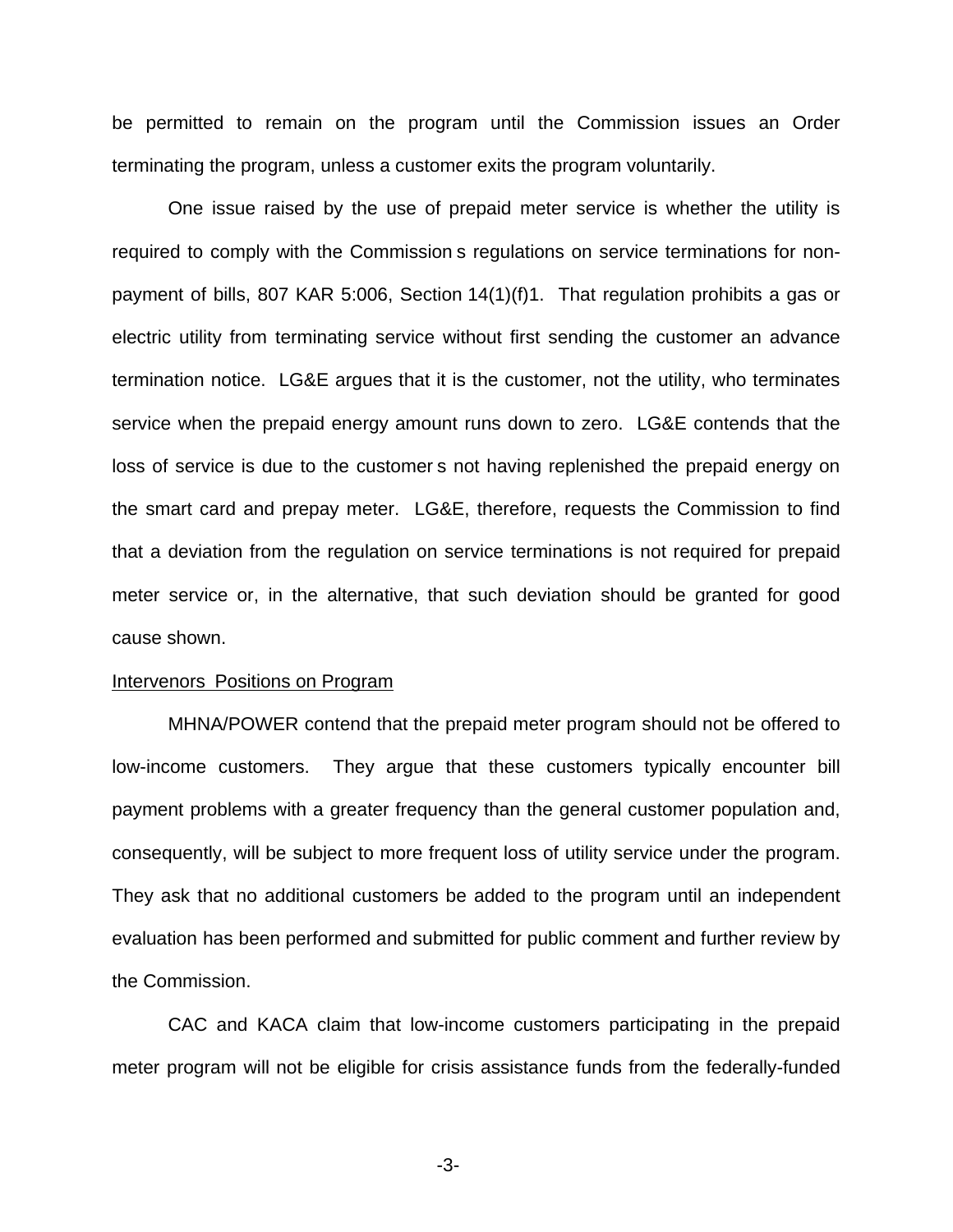be permitted to remain on the program until the Commission issues an Order terminating the program, unless a customer exits the program voluntarily.

One issue raised by the use of prepaid meter service is whether the utility is required to comply with the Commission s regulations on service terminations for non-payment of bills, 807 KAR 5:006, Section 14(1)(f)1. That regulation prohibits a gas or electric utility from terminating service without first sending the customer an advance termination notice. LG&E argues that it is the customer, not the utility, who terminates service when the prepaid energy amount runs down to zero. LG&E contends that the loss of service is due to the customer s not having replenished the prepaid energy on the smart card and prepay meter. LG&E, therefore, requests the Commission to find that a deviation from the regulation on service terminations is not required for prepaid meter service or, in the alternative, that such deviation should be granted for good cause shown.

<u>Intervenors Positions on Program</u>

MHNA/POWER contend that the prepaid meter program should not be offered to low-income customers. They argue that these customers typically encounter bill payment problems with a greater frequency than the general customer population and, consequently, will be subject to more frequent loss of utility service under the program. They ask that no additional customers be added to the program until an independent evaluation has been performed and submitted for public comment and further review by the Commission.

CAC and KACA claim that low-income customers participating in the prepaid meter program will not be eligible for crisis assistance funds from the federally-funded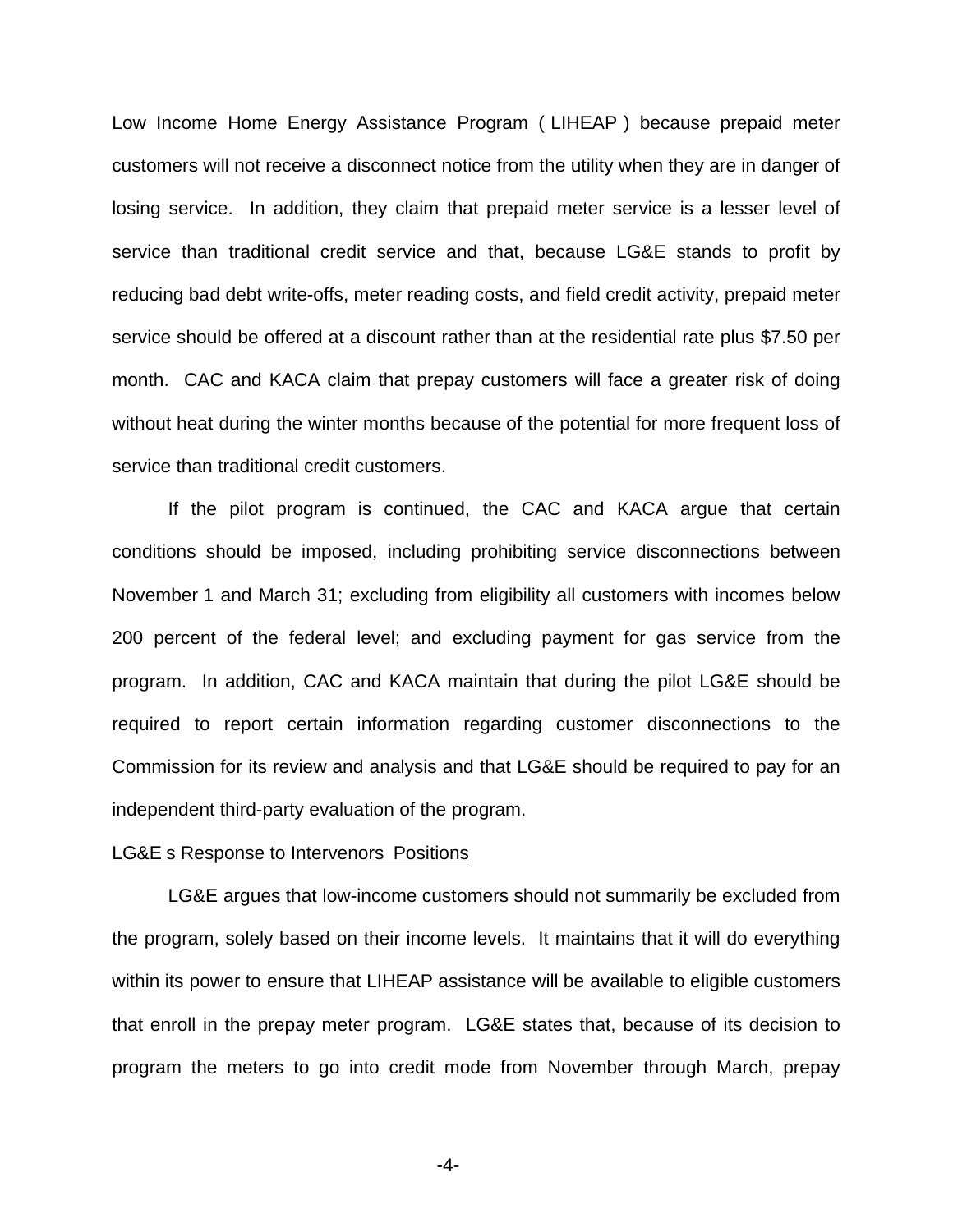Low Income Home Energy Assistance Program ( LIHEAP ) because prepaid meter customers will not receive a disconnect notice from the utility when they are in danger of losing service. In addition, they claim that prepaid meter service is a lesser level of service than traditional credit service and that, because LG&E stands to profit by reducing bad debt write-offs, meter reading costs, and field credit activity, prepaid meter service should be offered at a discount rather than at the residential rate plus $7.50 per month. CAC and KACA claim that prepay customers will face a greater risk of doing without heat during the winter months because of the potential for more frequent loss of service than traditional credit customers.

If the pilot program is continued, the CAC and KACA argue that certain conditions should be imposed, including prohibiting service disconnections between November 1 and March 31; excluding from eligibility all customers with incomes below 200 percent of the federal level; and excluding payment for gas service from the program. In addition, CAC and KACA maintain that during the pilot LG&E should be required to report certain information regarding customer disconnections to the Commission for its review and analysis and that LG&E should be required to pay for an independent third-party evaluation of the program.

LG&E s Response to Intervenors Positions

LG&E argues that low-income customers should not summarily be excluded from the program, solely based on their income levels. It maintains that it will do everything within its power to ensure that LIHEAP assistance will be available to eligible customers that enroll in the prepay meter program. LG&E states that, because of its decision to program the meters to go into credit mode from November through March, prepay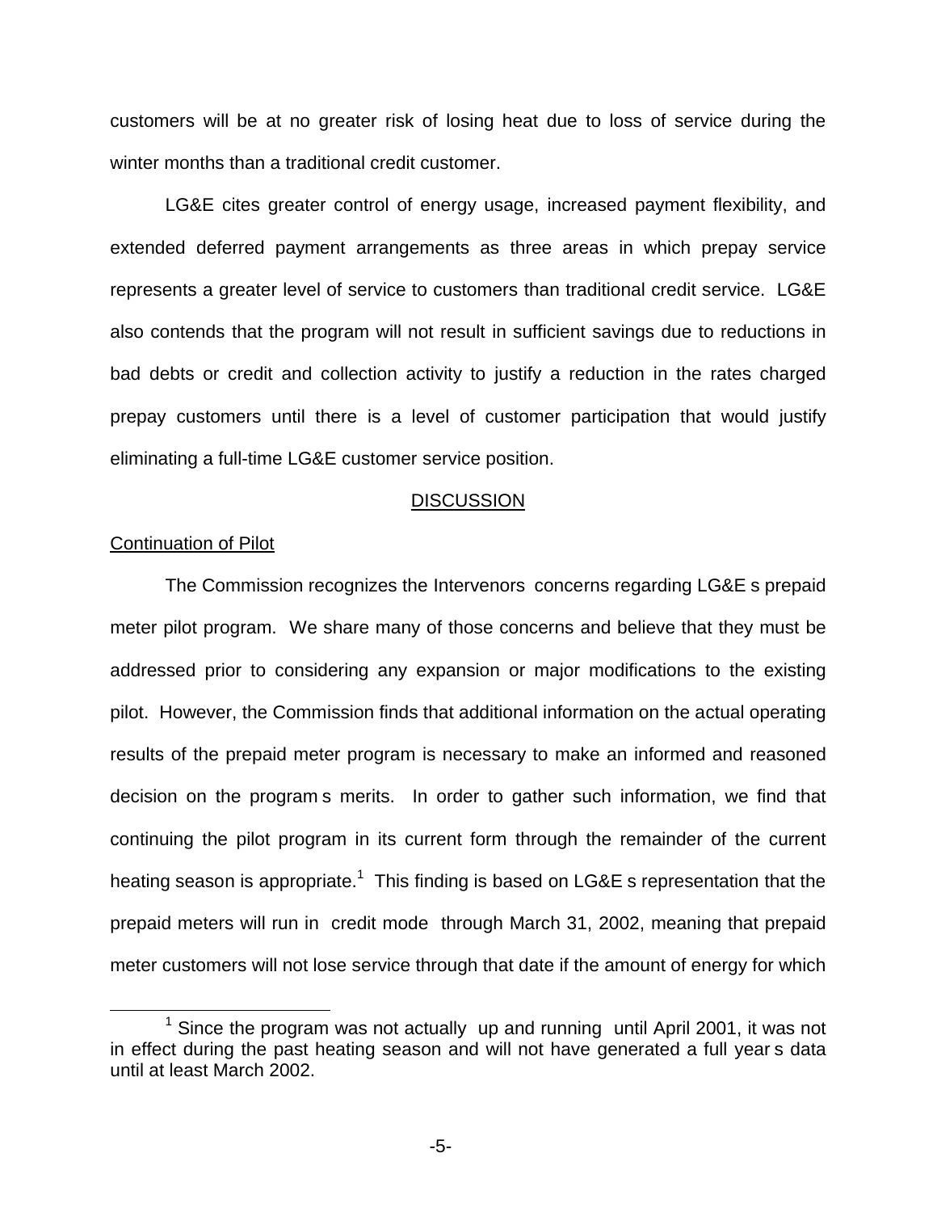customers will be at no greater risk of losing heat due to loss of service during the winter months than a traditional credit customer.

LG&E cites greater control of energy usage, increased payment flexibility, and extended deferred payment arrangements as three areas in which prepay service represents a greater level of service to customers than traditional credit service. LG&E also contends that the program will not result in sufficient savings due to reductions in bad debts or credit and collection activity to justify a reduction in the rates charged prepay customers until there is a level of customer participation that would justify eliminating a full-time LG&E customer service position.

## DISCUSSION

### Continuation of Pilot

The Commission recognizes the Intervenors concerns regarding LG&E s prepaid meter pilot program. We share many of those concerns and believe that they must be addressed prior to considering any expansion or major modifications to the existing pilot. However, the Commission finds that additional information on the actual operating results of the prepaid meter program is necessary to make an informed and reasoned decision on the program s merits. In order to gather such information, we find that continuing the pilot program in its current form through the remainder of the current heating season is appropriate.[1] This finding is based on LG&E s representation that the prepaid meters will run in credit mode through March 31, 2002, meaning that prepaid meter customers will not lose service through that date if the amount of energy for which

[1] Since the program was not actually up and running until April 2001, it was not in effect during the past heating season and will not have generated a full year s data until at least March 2002.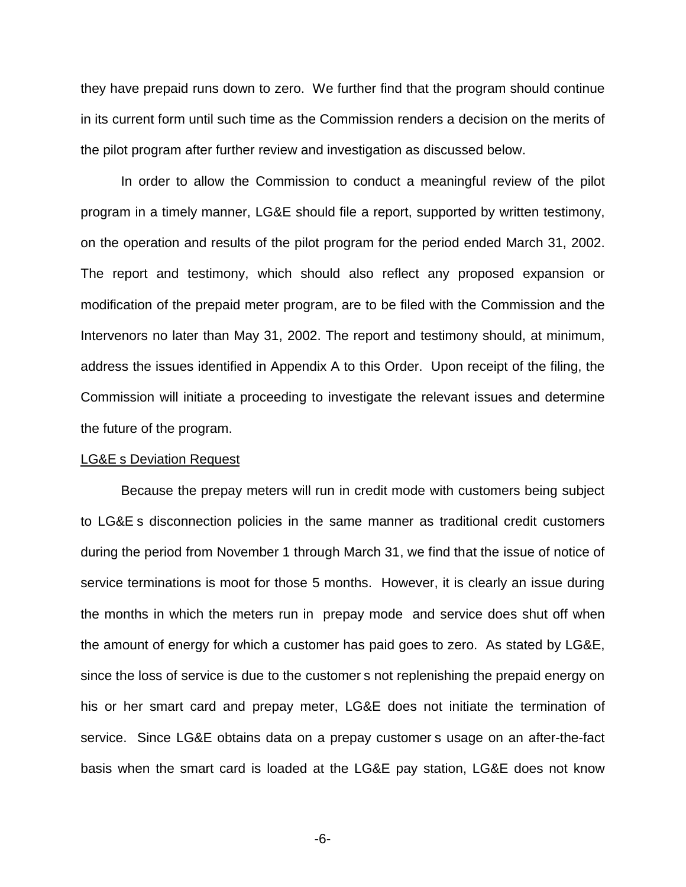they have prepaid runs down to zero. We further find that the program should continue in its current form until such time as the Commission renders a decision on the merits of the pilot program after further review and investigation as discussed below.

In order to allow the Commission to conduct a meaningful review of the pilot program in a timely manner, LG&E should file a report, supported by written testimony, on the operation and results of the pilot program for the period ended March 31, 2002. The report and testimony, which should also reflect any proposed expansion or modification of the prepaid meter program, are to be filed with the Commission and the Intervenors no later than May 31, 2002. The report and testimony should, at minimum, address the issues identified in Appendix A to this Order. Upon receipt of the filing, the Commission will initiate a proceeding to investigate the relevant issues and determine the future of the program.

<u>LG&E s Deviation Request</u>

Because the prepay meters will run in credit mode with customers being subject to LG&E s disconnection policies in the same manner as traditional credit customers during the period from November 1 through March 31, we find that the issue of notice of service terminations is moot for those 5 months. However, it is clearly an issue during the months in which the meters run in prepay mode and service does shut off when the amount of energy for which a customer has paid goes to zero. As stated by LG&E, since the loss of service is due to the customer s not replenishing the prepaid energy on his or her smart card and prepay meter, LG&E does not initiate the termination of service. Since LG&E obtains data on a prepay customer s usage on an after-the-fact basis when the smart card is loaded at the LG&E pay station, LG&E does not know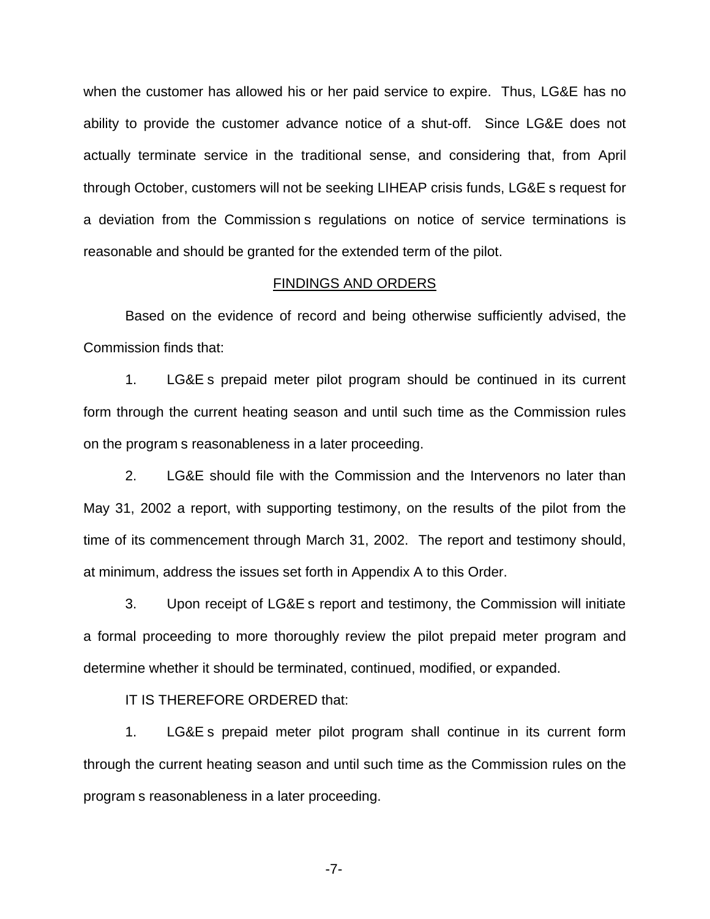when the customer has allowed his or her paid service to expire. Thus, LG&E has no ability to provide the customer advance notice of a shut-off. Since LG&E does not actually terminate service in the traditional sense, and considering that, from April through October, customers will not be seeking LIHEAP crisis funds, LG&E s request for a deviation from the Commission s regulations on notice of service terminations is reasonable and should be granted for the extended term of the pilot.

## FINDINGS AND ORDERS

Based on the evidence of record and being otherwise sufficiently advised, the Commission finds that:

1. LG&E s prepaid meter pilot program should be continued in its current form through the current heating season and until such time as the Commission rules on the program s reasonableness in a later proceeding.

2. LG&E should file with the Commission and the Intervenors no later than May 31, 2002 a report, with supporting testimony, on the results of the pilot from the time of its commencement through March 31, 2002. The report and testimony should, at minimum, address the issues set forth in Appendix A to this Order.

3. Upon receipt of LG&E s report and testimony, the Commission will initiate a formal proceeding to more thoroughly review the pilot prepaid meter program and determine whether it should be terminated, continued, modified, or expanded.

IT IS THEREFORE ORDERED that:

1. LG&E s prepaid meter pilot program shall continue in its current form through the current heating season and until such time as the Commission rules on the program s reasonableness in a later proceeding.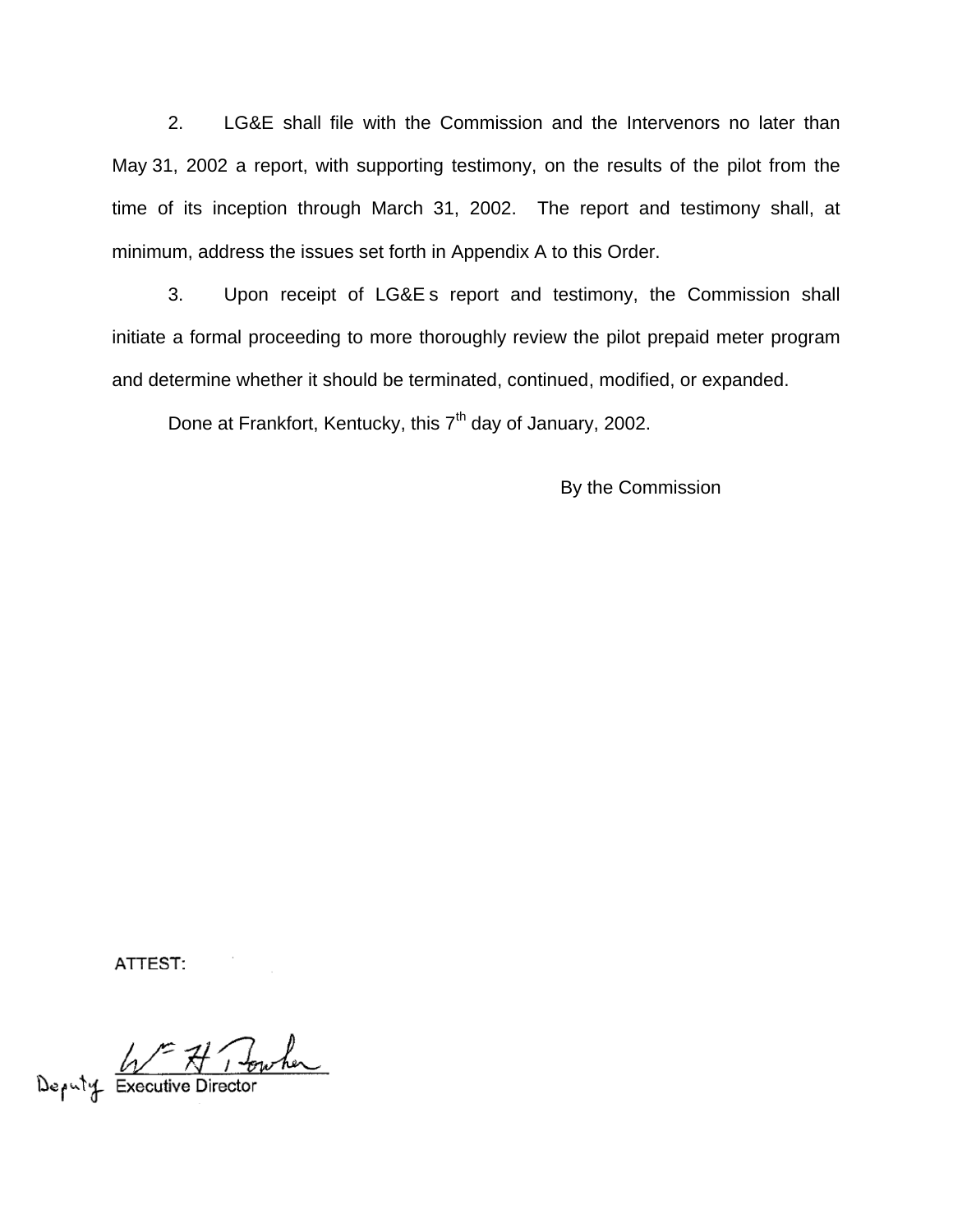2. LG&E shall file with the Commission and the Intervenors no later than May 31, 2002 a report, with supporting testimony, on the results of the pilot from the time of its inception through March 31, 2002. The report and testimony shall, at minimum, address the issues set forth in Appendix A to this Order.

3. Upon receipt of LG&E s report and testimony, the Commission shall initiate a formal proceeding to more thoroughly review the pilot prepaid meter program and determine whether it should be terminated, continued, modified, or expanded.

Done at Frankfort, Kentucky, this 7th day of January, 2002.

By the Commission

ATTEST:

Deputy Executive Director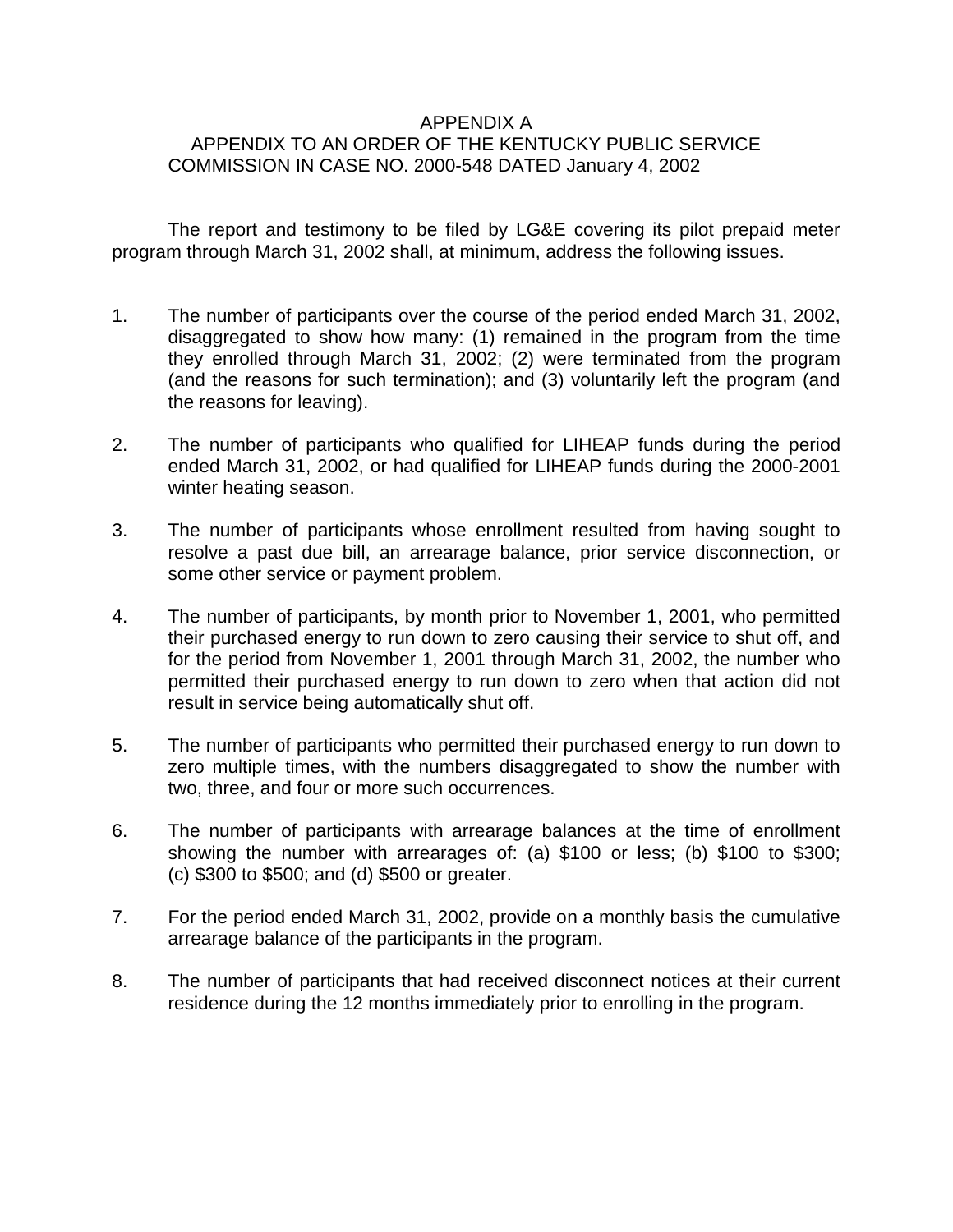# APPENDIX A

## APPENDIX TO AN ORDER OF THE KENTUCKY PUBLIC SERVICE COMMISSION IN CASE NO. 2000-548 DATED January 4, 2002

The report and testimony to be filed by LG&E covering its pilot prepaid meter program through March 31, 2002 shall, at minimum, address the following issues.

1. The number of participants over the course of the period ended March 31, 2002, disaggregated to show how many: (1) remained in the program from the time they enrolled through March 31, 2002; (2) were terminated from the program (and the reasons for such termination); and (3) voluntarily left the program (and the reasons for leaving).

2. The number of participants who qualified for LIHEAP funds during the period ended March 31, 2002, or had qualified for LIHEAP funds during the 2000-2001 winter heating season.

3. The number of participants whose enrollment resulted from having sought to resolve a past due bill, an arrearage balance, prior service disconnection, or some other service or payment problem.

4. The number of participants, by month prior to November 1, 2001, who permitted their purchased energy to run down to zero causing their service to shut off, and for the period from November 1, 2001 through March 31, 2002, the number who permitted their purchased energy to run down to zero when that action did not result in service being automatically shut off.

5. The number of participants who permitted their purchased energy to run down to zero multiple times, with the numbers disaggregated to show the number with two, three, and four or more such occurrences.

6. The number of participants with arrearage balances at the time of enrollment showing the number with arrearages of: (a) $100 or less; (b) $100 to $300; (c) $300 to $500; and (d) $500 or greater.

7. For the period ended March 31, 2002, provide on a monthly basis the cumulative arrearage balance of the participants in the program.

8. The number of participants that had received disconnect notices at their current residence during the 12 months immediately prior to enrolling in the program.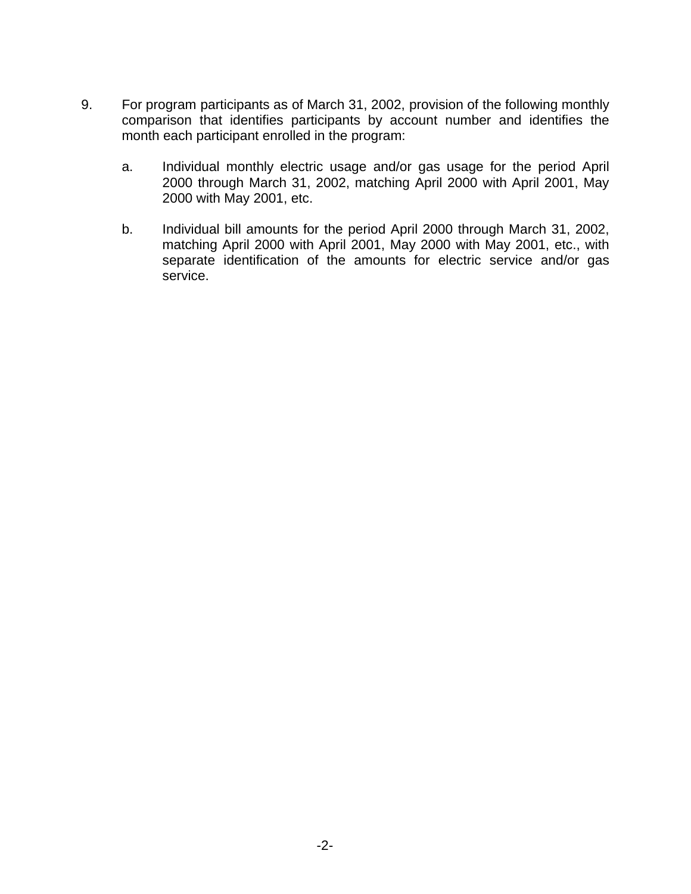9. For program participants as of March 31, 2002, provision of the following monthly comparison that identifies participants by account number and identifies the month each participant enrolled in the program:

   a. Individual monthly electric usage and/or gas usage for the period April 2000 through March 31, 2002, matching April 2000 with April 2001, May 2000 with May 2001, etc.

   b. Individual bill amounts for the period April 2000 through March 31, 2002, matching April 2000 with April 2001, May 2000 with May 2001, etc., with separate identification of the amounts for electric service and/or gas service.